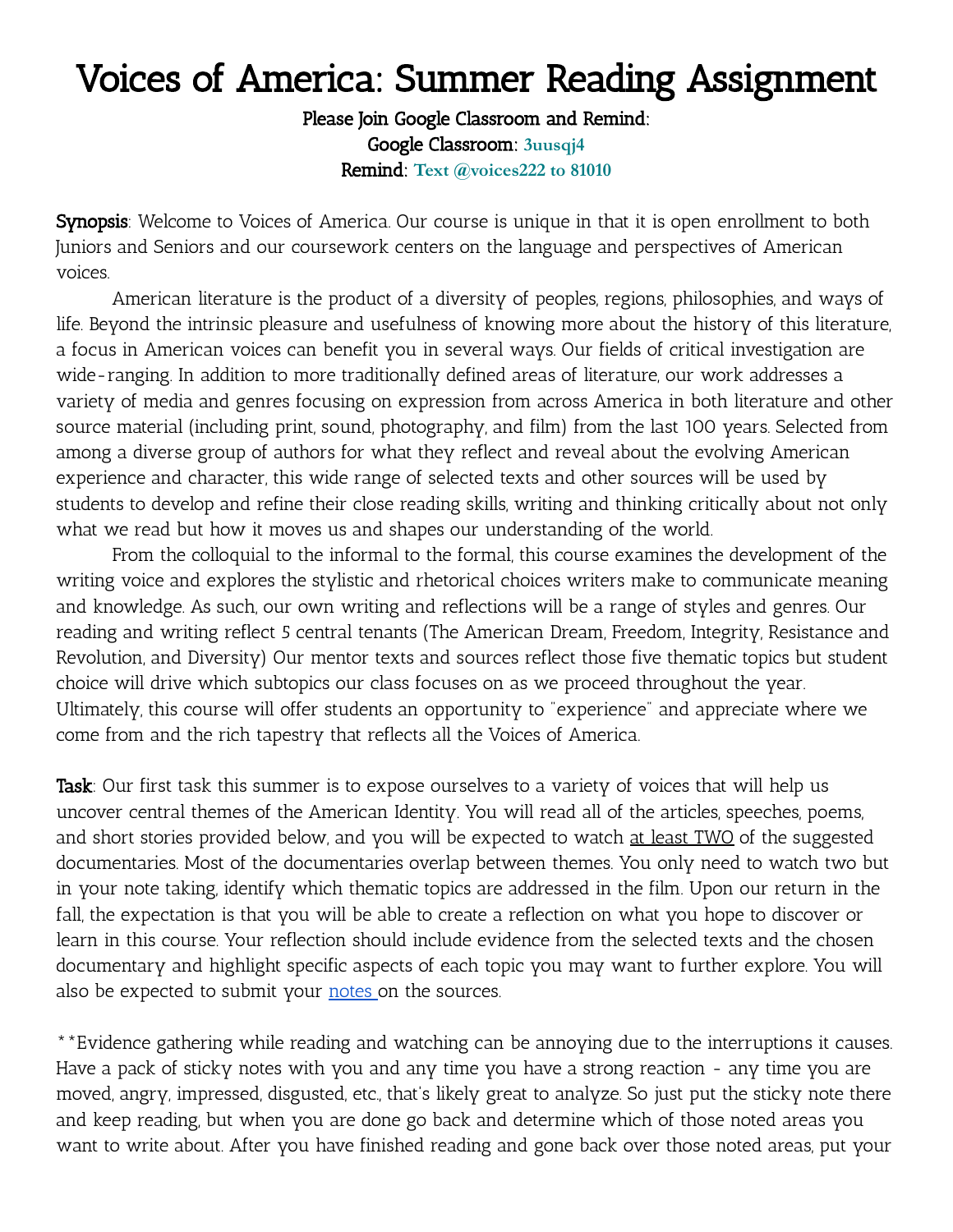# Voices of America: Summer Reading Assignment

**Please Join Google Classroom and Remind:**
**Google Classroom:** 3uusqj4
**Remind:** Text @voices222 to 81010

**Synopsis**: Welcome to Voices of America. Our course is unique in that it is open enrollment to both Juniors and Seniors and our coursework centers on the language and perspectives of American voices.

American literature is the product of a diversity of peoples, regions, philosophies, and ways of life. Beyond the intrinsic pleasure and usefulness of knowing more about the history of this literature, a focus in American voices can benefit you in several ways. Our fields of critical investigation are wide-ranging. In addition to more traditionally defined areas of literature, our work addresses a variety of media and genres focusing on expression from across America in both literature and other source material (including print, sound, photography, and film) from the last 100 years. Selected from among a diverse group of authors for what they reflect and reveal about the evolving American experience and character, this wide range of selected texts and other sources will be used by students to develop and refine their close reading skills, writing and thinking critically about not only what we read but how it moves us and shapes our understanding of the world.

From the colloquial to the informal to the formal, this course examines the development of the writing voice and explores the stylistic and rhetorical choices writers make to communicate meaning and knowledge. As such, our own writing and reflections will be a range of styles and genres. Our reading and writing reflect 5 central tenants (The American Dream, Freedom, Integrity, Resistance and Revolution, and Diversity) Our mentor texts and sources reflect those five thematic topics but student choice will drive which subtopics our class focuses on as we proceed throughout the year. Ultimately, this course will offer students an opportunity to "experience" and appreciate where we come from and the rich tapestry that reflects all the Voices of America.

**Task**: Our first task this summer is to expose ourselves to a variety of voices that will help us uncover central themes of the American Identity. You will read all of the articles, speeches, poems, and short stories provided below, and you will be expected to watch at least TWO of the suggested documentaries. Most of the documentaries overlap between themes. You only need to watch two but in your note taking, identify which thematic topics are addressed in the film. Upon our return in the fall, the expectation is that you will be able to create a reflection on what you hope to discover or learn in this course. Your reflection should include evidence from the selected texts and the chosen documentary and highlight specific aspects of each topic you may want to further explore. You will also be expected to submit your notes on the sources.

**Evidence gathering while reading and watching can be annoying due to the interruptions it causes. Have a pack of sticky notes with you and any time you have a strong reaction - any time you are moved, angry, impressed, disgusted, etc., that's likely great to analyze. So just put the sticky note there and keep reading, but when you are done go back and determine which of those noted areas you want to write about. After you have finished reading and gone back over those noted areas, put your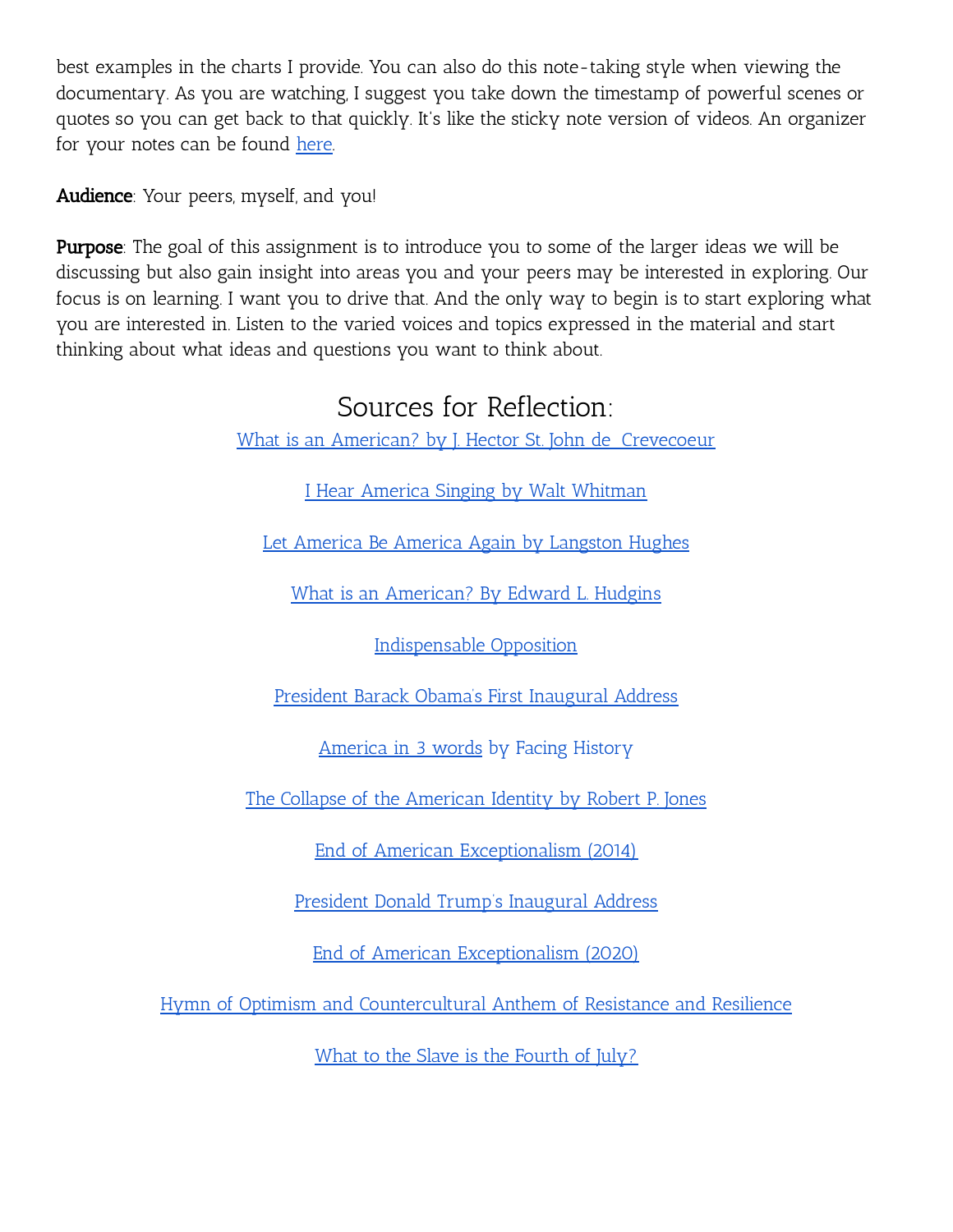best examples in the charts I provide. You can also do this note-taking style when viewing the documentary. As you are watching, I suggest you take down the timestamp of powerful scenes or quotes so you can get back to that quickly. It's like the sticky note version of videos. An organizer for your notes can be found here.

**Audience**: Your peers, myself, and you!

**Purpose**: The goal of this assignment is to introduce you to some of the larger ideas we will be discussing but also gain insight into areas you and your peers may be interested in exploring. Our focus is on learning. I want you to drive that. And the only way to begin is to start exploring what you are interested in. Listen to the varied voices and topics expressed in the material and start thinking about what ideas and questions you want to think about.

## Sources for Reflection:

What is an American? by J. Hector St. John de Crevecoeur

I Hear America Singing by Walt Whitman

Let America Be America Again by Langston Hughes

What is an American? By Edward L. Hudgins

Indispensable Opposition

President Barack Obama's First Inaugural Address

America in 3 words by Facing History

The Collapse of the American Identity by Robert P. Jones

End of American Exceptionalism (2014)

President Donald Trump's Inaugural Address

End of American Exceptionalism (2020)

Hymn of Optimism and Countercultural Anthem of Resistance and Resilience

What to the Slave is the Fourth of July?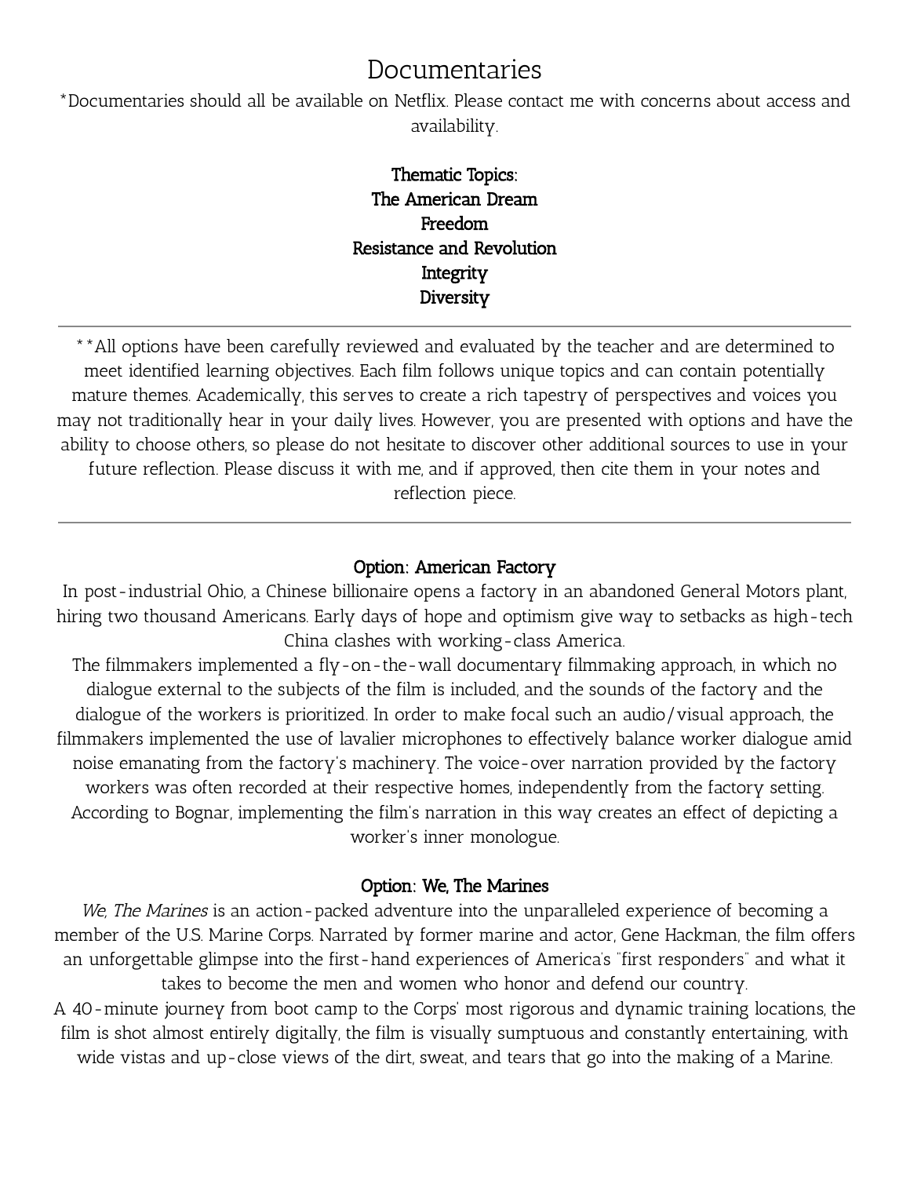# Documentaries

*Documentaries should all be available on Netflix. Please contact me with concerns about access and availability.

**Thematic Topics:**
**The American Dream**
**Freedom**
**Resistance and Revolution**
**Integrity**
**Diversity**

---

**All options have been carefully reviewed and evaluated by the teacher and are determined to meet identified learning objectives. Each film follows unique topics and can contain potentially mature themes. Academically, this serves to create a rich tapestry of perspectives and voices you may not traditionally hear in your daily lives. However, you are presented with options and have the ability to choose others, so please do not hesitate to discover other additional sources to use in your future reflection. Please discuss it with me, and if approved, then cite them in your notes and reflection piece.

---

### Option: American Factory

In post-industrial Ohio, a Chinese billionaire opens a factory in an abandoned General Motors plant, hiring two thousand Americans. Early days of hope and optimism give way to setbacks as high-tech China clashes with working-class America.

The filmmakers implemented a fly-on-the-wall documentary filmmaking approach, in which no dialogue external to the subjects of the film is included, and the sounds of the factory and the dialogue of the workers is prioritized. In order to make focal such an audio/visual approach, the filmmakers implemented the use of lavalier microphones to effectively balance worker dialogue amid noise emanating from the factory's machinery. The voice-over narration provided by the factory workers was often recorded at their respective homes, independently from the factory setting. According to Bognar, implementing the film's narration in this way creates an effect of depicting a worker's inner monologue.

### Option: We, The Marines

*We, The Marines* is an action-packed adventure into the unparalleled experience of becoming a member of the U.S. Marine Corps. Narrated by former marine and actor, Gene Hackman, the film offers an unforgettable glimpse into the first-hand experiences of America's "first responders" and what it takes to become the men and women who honor and defend our country.

A 40-minute journey from boot camp to the Corps' most rigorous and dynamic training locations, the film is shot almost entirely digitally, the film is visually sumptuous and constantly entertaining, with wide vistas and up-close views of the dirt, sweat, and tears that go into the making of a Marine.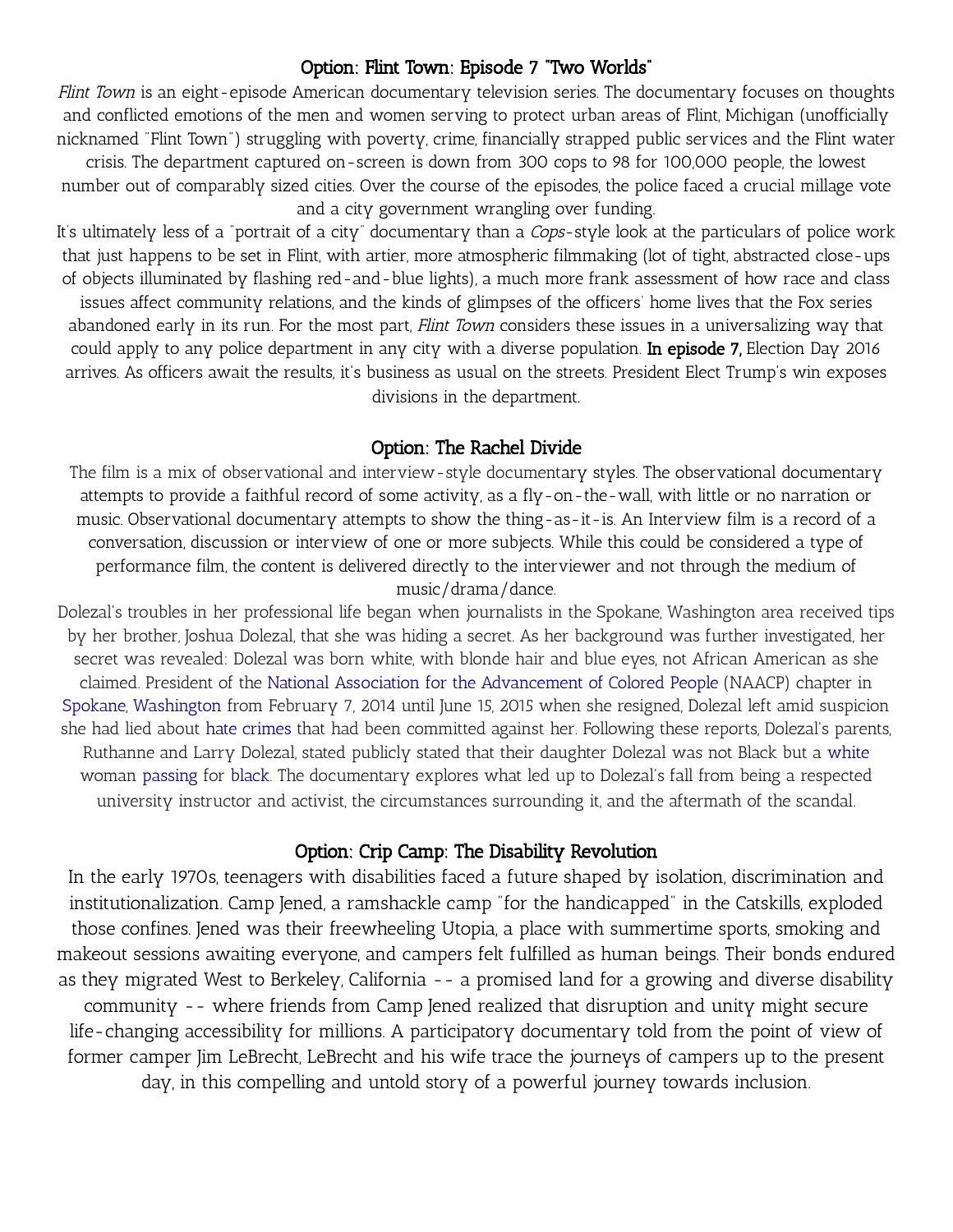## Option: Flint Town: Episode 7 "Two Worlds"

*Flint Town* is an eight-episode American documentary television series. The documentary focuses on thoughts and conflicted emotions of the men and women serving to protect urban areas of Flint, Michigan (unofficially nicknamed "Flint Town") struggling with poverty, crime, financially strapped public services and the Flint water crisis. The department captured on-screen is down from 300 cops to 98 for 100,000 people, the lowest number out of comparably sized cities. Over the course of the episodes, the police faced a crucial millage vote and a city government wrangling over funding.

It's ultimately less of a "portrait of a city" documentary than a *Cops*-style look at the particulars of police work that just happens to be set in Flint, with artier, more atmospheric filmmaking (lot of tight, abstracted close-ups of objects illuminated by flashing red-and-blue lights), a much more frank assessment of how race and class issues affect community relations, and the kinds of glimpses of the officers' home lives that the Fox series abandoned early in its run. For the most part, *Flint Town* considers these issues in a universalizing way that could apply to any police department in any city with a diverse population. **In episode 7,** Election Day 2016 arrives. As officers await the results, it's business as usual on the streets. President Elect Trump's win exposes divisions in the department.

## Option: The Rachel Divide

The film is a mix of observational and interview-style documentary styles. The observational documentary attempts to provide a faithful record of some activity, as a fly-on-the-wall, with little or no narration or music. Observational documentary attempts to show the thing-as-it-is. An Interview film is a record of a conversation, discussion or interview of one or more subjects. While this could be considered a type of performance film, the content is delivered directly to the interviewer and not through the medium of music/drama/dance.

Dolezal's troubles in her professional life began when journalists in the Spokane, Washington area received tips by her brother, Joshua Dolezal, that she was hiding a secret. As her background was further investigated, her secret was revealed: Dolezal was born white, with blonde hair and blue eyes, not African American as she claimed. President of the National Association for the Advancement of Colored People (NAACP) chapter in Spokane, Washington from February 7, 2014 until June 15, 2015 when she resigned, Dolezal left amid suspicion she had lied about hate crimes that had been committed against her. Following these reports, Dolezal's parents, Ruthanne and Larry Dolezal, stated publicly stated that their daughter Dolezal was not Black but a white woman passing for black. The documentary explores what led up to Dolezal's fall from being a respected university instructor and activist, the circumstances surrounding it, and the aftermath of the scandal.

## Option: Crip Camp: The Disability Revolution

In the early 1970s, teenagers with disabilities faced a future shaped by isolation, discrimination and institutionalization. Camp Jened, a ramshackle camp "for the handicapped" in the Catskills, exploded those confines. Jened was their freewheeling Utopia, a place with summertime sports, smoking and makeout sessions awaiting everyone, and campers felt fulfilled as human beings. Their bonds endured as they migrated West to Berkeley, California -- a promised land for a growing and diverse disability community -- where friends from Camp Jened realized that disruption and unity might secure life-changing accessibility for millions. A participatory documentary told from the point of view of former camper Jim LeBrecht, LeBrecht and his wife trace the journeys of campers up to the present day, in this compelling and untold story of a powerful journey towards inclusion.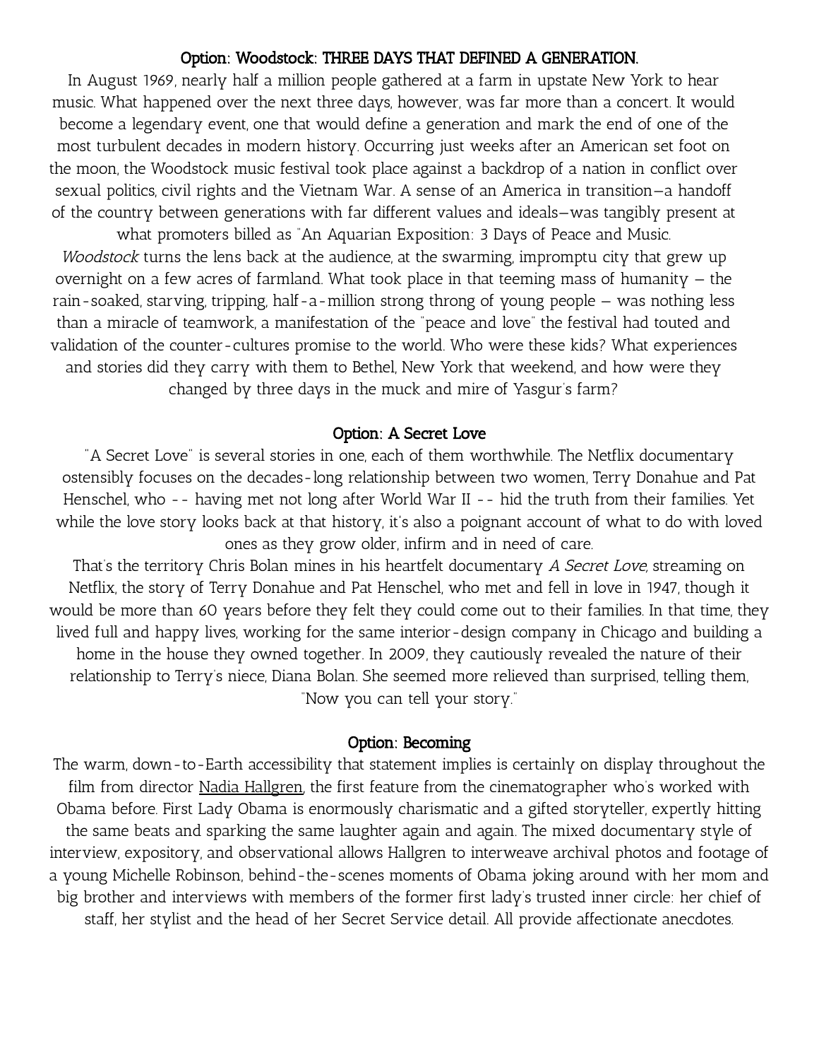## Option: Woodstock: THREE DAYS THAT DEFINED A GENERATION.

In August 1969, nearly half a million people gathered at a farm in upstate New York to hear music. What happened over the next three days, however, was far more than a concert. It would become a legendary event, one that would define a generation and mark the end of one of the most turbulent decades in modern history. Occurring just weeks after an American set foot on the moon, the Woodstock music festival took place against a backdrop of a nation in conflict over sexual politics, civil rights and the Vietnam War. A sense of an America in transition—a handoff of the country between generations with far different values and ideals—was tangibly present at what promoters billed as "An Aquarian Exposition: 3 Days of Peace and Music.

*Woodstock* turns the lens back at the audience, at the swarming, impromptu city that grew up overnight on a few acres of farmland. What took place in that teeming mass of humanity – the rain-soaked, starving, tripping, half-a-million strong throng of young people – was nothing less than a miracle of teamwork, a manifestation of the "peace and love" the festival had touted and validation of the counter-cultures promise to the world. Who were these kids? What experiences and stories did they carry with them to Bethel, New York that weekend, and how were they changed by three days in the muck and mire of Yasgur's farm?

## Option: A Secret Love

"A Secret Love" is several stories in one, each of them worthwhile. The Netflix documentary ostensibly focuses on the decades-long relationship between two women, Terry Donahue and Pat Henschel, who -- having met not long after World War II -- hid the truth from their families. Yet while the love story looks back at that history, it's also a poignant account of what to do with loved ones as they grow older, infirm and in need of care.

That's the territory Chris Bolan mines in his heartfelt documentary *A Secret Love,* streaming on Netflix, the story of Terry Donahue and Pat Henschel, who met and fell in love in 1947, though it would be more than 60 years before they felt they could come out to their families. In that time, they lived full and happy lives, working for the same interior-design company in Chicago and building a home in the house they owned together. In 2009, they cautiously revealed the nature of their relationship to Terry's niece, Diana Bolan. She seemed more relieved than surprised, telling them, "Now you can tell your story."

## Option: Becoming

The warm, down-to-Earth accessibility that statement implies is certainly on display throughout the film from director Nadia Hallgren, the first feature from the cinematographer who's worked with Obama before. First Lady Obama is enormously charismatic and a gifted storyteller, expertly hitting the same beats and sparking the same laughter again and again. The mixed documentary style of interview, expository, and observational allows Hallgren to interweave archival photos and footage of a young Michelle Robinson, behind-the-scenes moments of Obama joking around with her mom and big brother and interviews with members of the former first lady's trusted inner circle: her chief of staff, her stylist and the head of her Secret Service detail. All provide affectionate anecdotes.